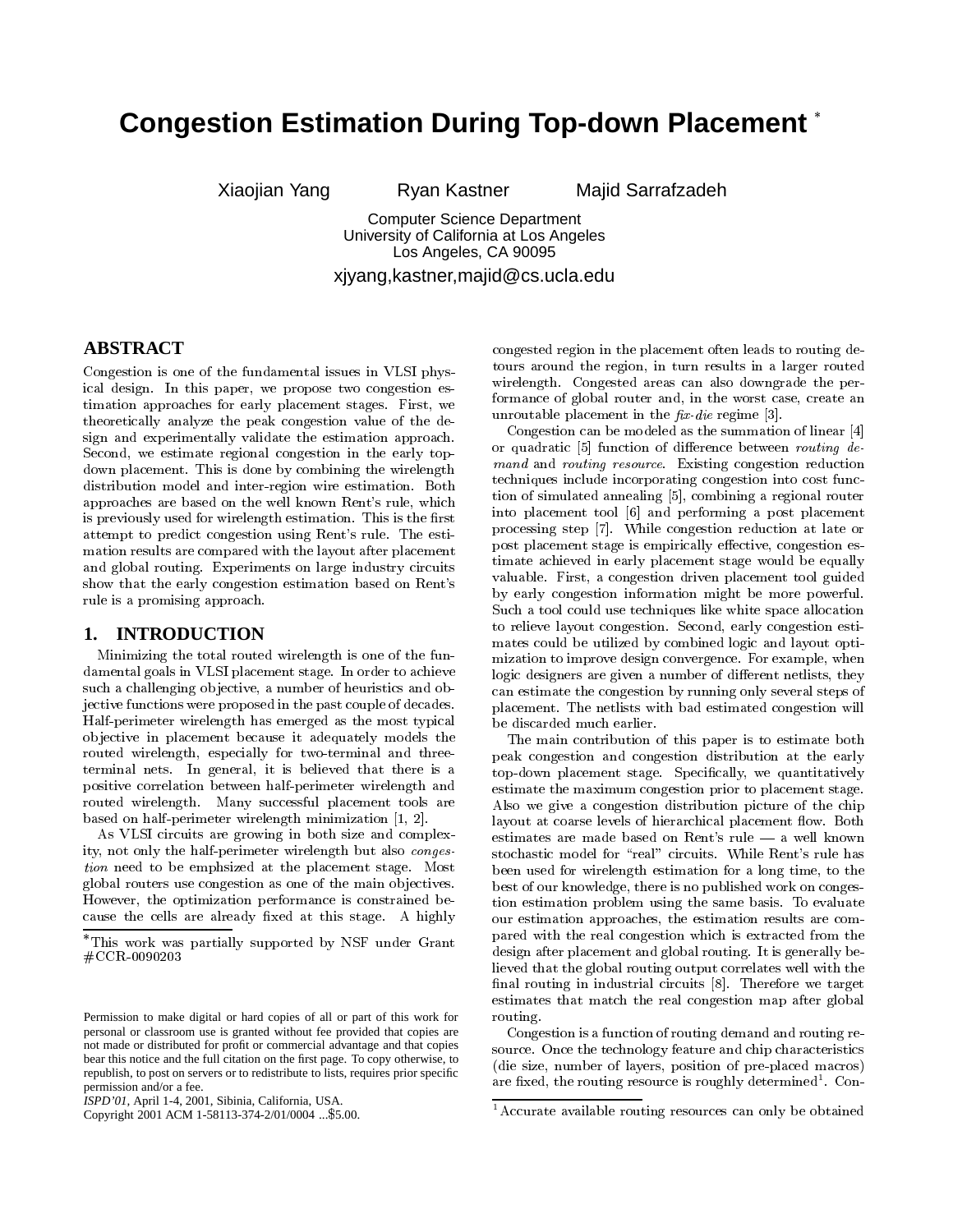# Congestion Estimation During Top-down Placement [*]

Xiaojian Yang  Ryan Kastner  Majid Sarrafzadeh

Computer Science Department
University of California at Los Angeles
Los Angeles, CA 90095

xjyang,kastner,majid@cs.ucla.edu

## ABSTRACT

Congestion is one of the fundamental issues in VLSI physical design. In this paper, we propose two congestion estimation approaches for early placement stages. First, we theoretically analyze the peak congestion value of the design and experimentally validate the estimation approach. Second, we estimate regional congestion in the early top-down placement. This is done by combining the wirelength distribution model and inter-region wire estimation. Both approaches are based on the well known Rent's rule, which is previously used for wirelength estimation. This is the first attempt to predict congestion using Rent's rule. The estimation results are compared with the layout after placement and global routing. Experiments on large industry circuits show that the early congestion estimation based on Rent's rule is a promising approach.

## 1. INTRODUCTION

Minimizing the total routed wirelength is one of the fundamental goals in VLSI placement stage. In order to achieve such a challenging objective, a number of heuristics and objective functions were proposed in the past couple of decades. Half-perimeter wirelength has emerged as the most typical objective in placement because it adequately models the routed wirelength, especially for two-terminal and three-terminal nets. In general, it is believed that there is a positive correlation between half-perimeter wirelength and routed wirelength. Many successful placement tools are based on half-perimeter wirelength minimization [1, 2].

As VLSI circuits are growing in both size and complexity, not only the half-perimeter wirelength but also *congestion* need to be emphsized at the placement stage. Most global routers use congestion as one of the main objectives. However, the optimization performance is constrained because the cells are already fixed at this stage. A highly congested region in the placement often leads to routing detours around the region, in turn results in a larger routed wirelength. Congested areas can also downgrade the performance of global router and, in the worst case, create an unroutable placement in the *fix-die* regime [3].

Congestion can be modeled as the summation of linear [4] or quadratic [5] function of difference between *routing demand* and *routing resource*. Existing congestion reduction techniques include incorporating congestion into cost function of simulated annealing [5], combining a regional router into placement tool [6] and performing a post placement processing step [7]. While congestion reduction at late or post placement stage is empirically effective, congestion estimate achieved in early placement stage would be equally valuable. First, a congestion driven placement tool guided by early congestion information might be more powerful. Such a tool could use techniques like white space allocation to relieve layout congestion. Second, early congestion estimates could be utilized by combined logic and layout optimization to improve design convergence. For example, when logic designers are given a number of different netlists, they can estimate the congestion by running only several steps of placement. The netlists with bad estimated congestion will be discarded much earlier.

The main contribution of this paper is to estimate both peak congestion and congestion distribution at the early top-down placement stage. Specifically, we quantitatively estimate the maximum congestion prior to placement stage. Also we give a congestion distribution picture of the chip layout at coarse levels of hierarchical placement flow. Both estimates are made based on Rent's rule — a well known stochastic model for "real" circuits. While Rent's rule has been used for wirelength estimation for a long time, to the best of our knowledge, there is no published work on congestion estimation problem using the same basis. To evaluate our estimation approaches, the estimation results are compared with the real congestion which is extracted from the design after placement and global routing. It is generally believed that the global routing output correlates well with the final routing in industrial circuits [8]. Therefore we target estimates that match the real congestion map after global routing.

Congestion is a function of routing demand and routing resource. Once the technology feature and chip characteristics (die size, number of layers, position of pre-placed macros) are fixed, the routing resource is roughly determined[1]. Con-

[*]This work was partially supported by NSF under Grant #CCR-0090203

Permission to make digital or hard copies of all or part of this work for personal or classroom use is granted without fee provided that copies are not made or distributed for profit or commercial advantage and that copies bear this notice and the full citation on the first page. To copy otherwise, to republish, to post on servers or to redistribute to lists, requires prior specific permission and/or a fee.
*ISPD'01,* April 1-4, 2001, Sibinia, California, USA.
Copyright 2001 ACM 1-58113-374-2/01/0004 ...$5.00.

[1]Accurate available routing resources can only be obtained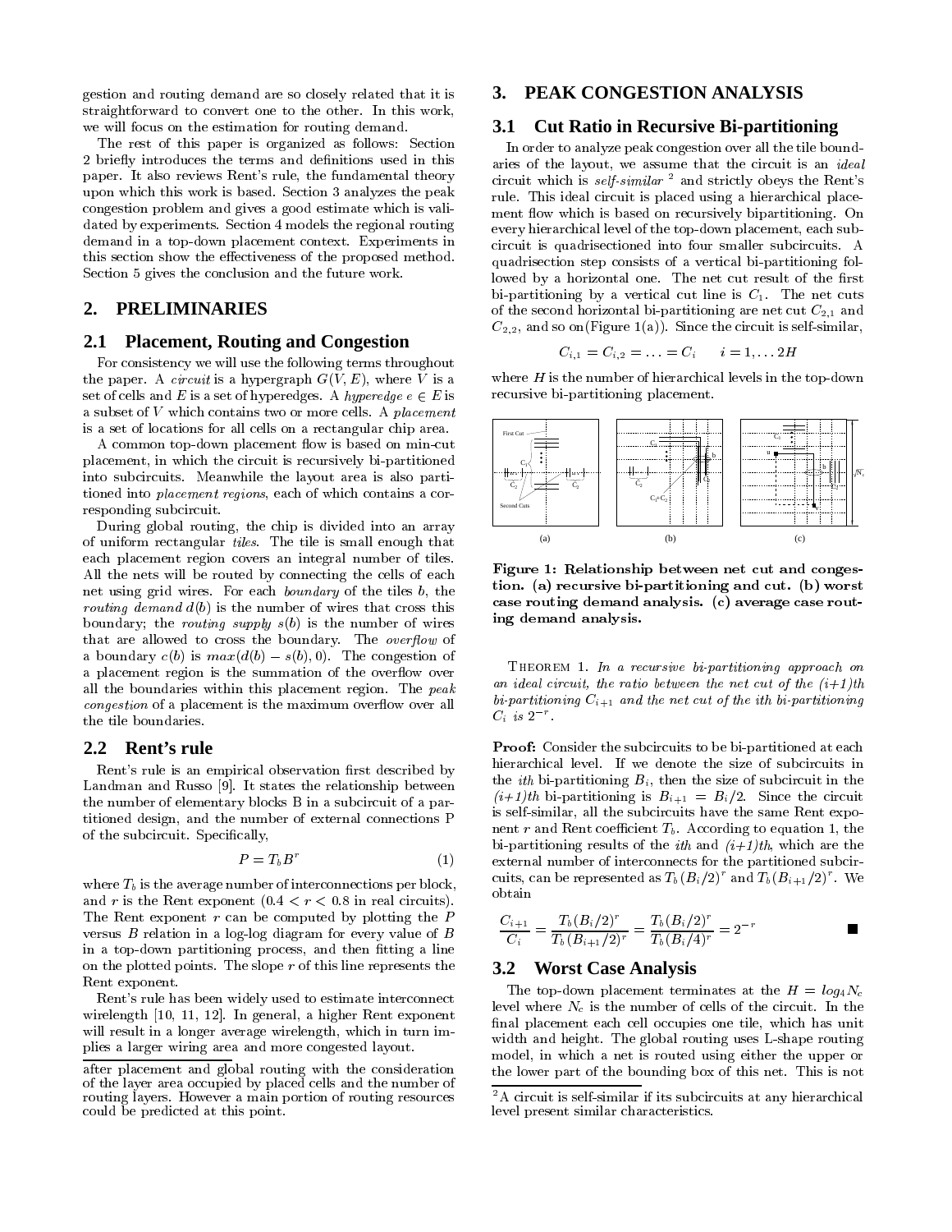gestion and routing demand are so closely related that it is straightforward to convert one to the other. In this work, we will focus on the estimation for routing demand.

The rest of this paper is organized as follows: Section 2 briefly introduces the terms and definitions used in this paper. It also reviews Rent's rule, the fundamental theory upon which this work is based. Section 3 analyzes the peak congestion problem and gives a good estimate which is validated by experiments. Section 4 models the regional routing demand in a top-down placement context. Experiments in this section show the effectiveness of the proposed method. Section 5 gives the conclusion and the future work.

## 2. PRELIMINARIES

### 2.1 Placement, Routing and Congestion

For consistency we will use the following terms throughout the paper. A *circuit* is a hypergraph $G(V, E)$, where $V$ is a set of cells and $E$ is a set of hyperedges. A *hyperedge* $e \in E$ is a subset of $V$ which contains two or more cells. A *placement* is a set of locations for all cells on a rectangular chip area.

A common top-down placement flow is based on min-cut placement, in which the circuit is recursively bi-partitioned into subcircuits. Meanwhile the layout area is also partitioned into *placement regions*, each of which contains a corresponding subcircuit.

During global routing, the chip is divided into an array of uniform rectangular *tiles*. The tile is small enough that each placement region covers an integral number of tiles. All the nets will be routed by connecting the cells of each net using grid wires. For each *boundary* of the tiles $b$, the *routing demand* $d(b)$ is the number of wires that cross this boundary; the *routing supply* $s(b)$ is the number of wires that are allowed to cross the boundary. The *overflow* of a boundary $c(b)$ is $max(d(b) - s(b), 0)$. The congestion of a placement region is the summation of the overflow over all the boundaries within this placement region. The *peak congestion* of a placement is the maximum overflow over all the tile boundaries.

### 2.2 Rent's rule

Rent's rule is an empirical observation first described by Landman and Russo [9]. It states the relationship between the number of elementary blocks B in a subcircuit of a partitioned design, and the number of external connections P of the subcircuit. Specifically,

$$P = T_b B^r \tag{1}$$

where $T_b$ is the average number of interconnections per block, and $r$ is the Rent exponent ($0.4 < r < 0.8$ in real circuits). The Rent exponent $r$ can be computed by plotting the $P$ versus $B$ relation in a log-log diagram for every value of $B$ in a top-down partitioning process, and then fitting a line on the plotted points. The slope $r$ of this line represents the Rent exponent.

Rent's rule has been widely used to estimate interconnect wirelength [10, 11, 12]. In general, a higher Rent exponent will result in a longer average wirelength, which in turn implies a larger wiring area and more congested layout.

after placement and global routing with the consideration of the layer area occupied by placed cells and the number of routing layers. However a main portion of routing resources could be predicted at this point.

## 3. PEAK CONGESTION ANALYSIS

### 3.1 Cut Ratio in Recursive Bi-partitioning

In order to analyze peak congestion over all the tile boundaries of the layout, we assume that the circuit is an *ideal* circuit which is *self-similar* [2] and strictly obeys the Rent's rule. This ideal circuit is placed using a hierarchical placement flow which is based on recursively bipartitioning. On every hierarchical level of the top-down placement, each subcircuit is quadrisectioned into four smaller subcircuits. A quadrisection step consists of a vertical bi-partitioning followed by a horizontal one. The net cut result of the first bi-partitioning by a vertical cut line is $C_1$. The net cuts of the second horizontal bi-partitioning are net cut $C_{2,1}$ and $C_{2,2}$, and so on(Figure 1(a)). Since the circuit is self-similar,

$$C_{i,1} = C_{i,2} = \ldots = C_i \qquad i = 1, \ldots 2H$$

where $H$ is the number of hierarchical levels in the top-down recursive bi-partitioning placement.

**Figure 1: Relationship between net cut and congestion. (a) recursive bi-partitioning and cut. (b) worst case routing demand analysis. (c) average case routing demand analysis.**

THEOREM 1. *In a recursive bi-partitioning approach on an ideal circuit, the ratio between the net cut of the (i+1)th bi-partitioning $C_{i+1}$ and the net cut of the ith bi-partitioning $C_i$ is $2^{-r}$.*

**Proof:** Consider the subcircuits to be bi-partitioned at each hierarchical level. If we denote the size of subcircuits in the *ith* bi-partitioning $B_i$, then the size of subcircuit in the *(i+1)th* bi-partitioning is $B_{i+1} = B_i/2$. Since the circuit is self-similar, all the subcircuits have the same Rent exponent $r$ and Rent coefficient $T_b$. According to equation 1, the bi-partitioning results of the *ith* and *(i+1)th*, which are the external number of interconnects for the partitioned subcircuits, can be represented as $T_b(B_i/2)^r$ and $T_b(B_{i+1}/2)^r$. We obtain

$$\frac{C_{i+1}}{C_i} = \frac{T_b(B_i/2)^r}{T_b(B_{i+1}/2)^r} = \frac{T_b(B_i/2)^r}{T_b(B_i/4)^r} = 2^{-r} \qquad \blacksquare$$

### 3.2 Worst Case Analysis

The top-down placement terminates at the $H = log_4 N_c$ level where $N_c$ is the number of cells of the circuit. In the final placement each cell occupies one tile, which has unit width and height. The global routing uses L-shape routing model, in which a net is routed using either the upper or the lower part of the bounding box of this net. This is not

[2] A circuit is self-similar if its subcircuits at any hierarchical level present similar characteristics.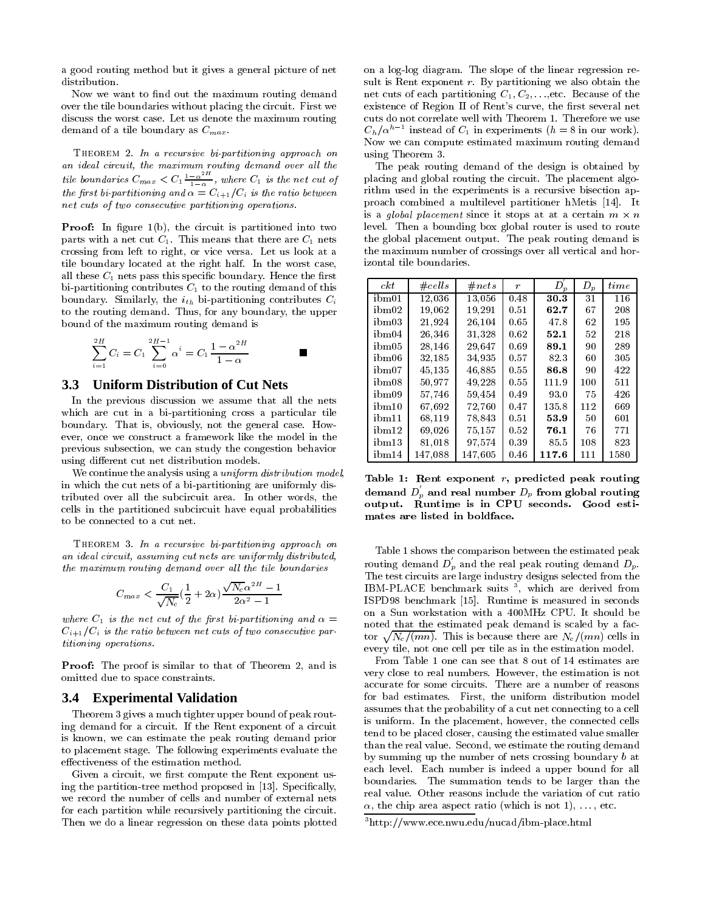a good routing method but it gives a general picture of net distribution.

Now we want to find out the maximum routing demand over the tile boundaries without placing the circuit. First we discuss the worst case. Let us denote the maximum routing demand of a tile boundary as $C_{max}$.

THEOREM 2. *In a recursive bi-partitioning approach on an ideal circuit, the maximum routing demand over all the tile boundaries $C_{max} < C_1 \frac{1-\alpha^{2H}}{1-\alpha}$, where $C_1$ is the net cut of the first bi-partitioning and $\alpha = C_{i+1}/C_i$ is the ratio between net cuts of two consecutive partitioning operations.*

**Proof:** In figure 1(b), the circuit is partitioned into two parts with a net cut $C_1$. This means that there are $C_1$ nets crossing from left to right, or vice versa. Let us look at a tile boundary located at the right half. In the worst case, all these $C_1$ nets pass this specific boundary. Hence the first bi-partitioning contributes $C_1$ to the routing demand of this boundary. Similarly, the $i_{th}$ bi-partitioning contributes $C_i$ to the routing demand. Thus, for any boundary, the upper bound of the maximum routing demand is

$$\sum_{i=1}^{2H} C_i = C_1 \sum_{i=0}^{2H-1} \alpha^i = C_1 \frac{1-\alpha^{2H}}{1-\alpha} \qquad \blacksquare$$

### 3.3 Uniform Distribution of Cut Nets

In the previous discussion we assume that all the nets which are cut in a bi-partitioning cross a particular tile boundary. That is, obviously, not the general case. However, once we construct a framework like the model in the previous subsection, we can study the congestion behavior using different cut net distribution models.

We continue the analysis using a *uniform distribution model*, in which the cut nets of a bi-partitioning are uniformly distributed over all the subcircuit area. In other words, the cells in the partitioned subcircuit have equal probabilities to be connected to a cut net.

THEOREM 3. *In a recursive bi-partitioning approach on an ideal circuit, assuming cut nets are uniformly distributed, the maximum routing demand over all the tile boundaries*

$$C_{max} < \frac{C_1}{\sqrt{N_c}}\left(\frac{1}{2}+2\alpha\right)\frac{\sqrt{N_c}\alpha^{2H}-1}{2\alpha^2-1}$$

*where $C_1$ is the net cut of the first bi-partitioning and $\alpha = C_{i+1}/C_i$ is the ratio between net cuts of two consecutive partitioning operations.*

**Proof:** The proof is similar to that of Theorem 2, and is omitted due to space constraints.

### 3.4 Experimental Validation

Theorem 3 gives a much tighter upper bound of peak routing demand for a circuit. If the Rent exponent of a circuit is known, we can estimate the peak routing demand prior to placement stage. The following experiments evaluate the effectiveness of the estimation method.

Given a circuit, we first compute the Rent exponent using the partition-tree method proposed in [13]. Specifically, we record the number of cells and number of external nets for each partition while recursively partitioning the circuit. Then we do a linear regression on these data points plotted on a log-log diagram. The slope of the linear regression result is Rent exponent $r$. By partitioning we also obtain the net cuts of each partitioning $C_1, C_2, \ldots$,etc. Because of the existence of Region II of Rent's curve, the first several net cuts do not correlate well with Theorem 1. Therefore we use $C_h/\alpha^{h-1}$ instead of $C_1$ in experiments ($h = 8$ in our work). Now we can compute estimated maximum routing demand using Theorem 3.

The peak routing demand of the design is obtained by placing and global routing the circuit. The placement algorithm used in the experiments is a recursive bisection approach combined a multilevel partitioner hMetis [14]. It is a *global placement* since it stops at at a certain $m \times n$ level. Then a bounding box global router is used to route the global placement output. The peak routing demand is the maximum number of crossings over all vertical and horizontal tile boundaries.

| *ckt* | *#cells* | *#nets* | *r* | $D_p'$ | $D_p$ | *time* |
|---|---|---|---|---|---|---|
| ibm01 | 12,036 | 13,056 | 0.48 | **30.3** | 31 | 116 |
| ibm02 | 19,062 | 19,291 | 0.51 | **62.7** | 67 | 208 |
| ibm03 | 21,924 | 26,104 | 0.65 | 47.8 | 62 | 195 |
| ibm04 | 26,346 | 31,328 | 0.62 | **52.1** | 52 | 218 |
| ibm05 | 28,146 | 29,647 | 0.69 | **89.1** | 90 | 289 |
| ibm06 | 32,185 | 34,935 | 0.57 | 82.3 | 60 | 305 |
| ibm07 | 45,135 | 46,885 | 0.55 | **86.8** | 90 | 422 |
| ibm08 | 50,977 | 49,228 | 0.55 | 111.9 | 100 | 511 |
| ibm09 | 57,746 | 59,454 | 0.49 | 93.0 | 75 | 426 |
| ibm10 | 67,692 | 72,760 | 0.47 | 135.8 | 112 | 669 |
| ibm11 | 68,119 | 78,843 | 0.51 | **53.9** | 50 | 601 |
| ibm12 | 69,026 | 75,157 | 0.52 | **76.1** | 76 | 771 |
| ibm13 | 81,018 | 97,574 | 0.39 | 85.5 | 108 | 823 |
| ibm14 | 147,088 | 147,605 | 0.46 | **117.6** | 111 | 1580 |

**Table 1: Rent exponent $r$, predicted peak routing demand $D_p'$ and real number $D_p$ from global routing output. Runtime is in CPU seconds. Good estimates are listed in boldface.**

Table 1 shows the comparison between the estimated peak routing demand $D_p'$ and the real peak routing demand $D_p$. The test circuits are large industry designs selected from the IBM-PLACE benchmark suits [3], which are derived from ISPD98 benchmark [15]. Runtime is measured in seconds on a Sun workstation with a 400MHz CPU. It should be noted that the estimated peak demand is scaled by a factor $\sqrt{N_c/(mn)}$. This is because there are $N_c/(mn)$ cells in every tile, not one cell per tile as in the estimation model.

From Table 1 one can see that 8 out of 14 estimates are very close to real numbers. However, the estimation is not accurate for some circuits. There are a number of reasons for bad estimates. First, the uniform distribution model assumes that the probability of a cut net connecting to a cell is uniform. In the placement, however, the connected cells tend to be placed closer, causing the estimated value smaller than the real value. Second, we estimate the routing demand by summing up the number of nets crossing boundary $b$ at each level. Each number is indeed a upper bound for all boundaries. The summation tends to be larger than the real value. Other reasons include the variation of cut ratio $\alpha$, the chip area aspect ratio (which is not 1), ..., etc.

[3]http://www.ece.nwu.edu/nucad/ibm-place.html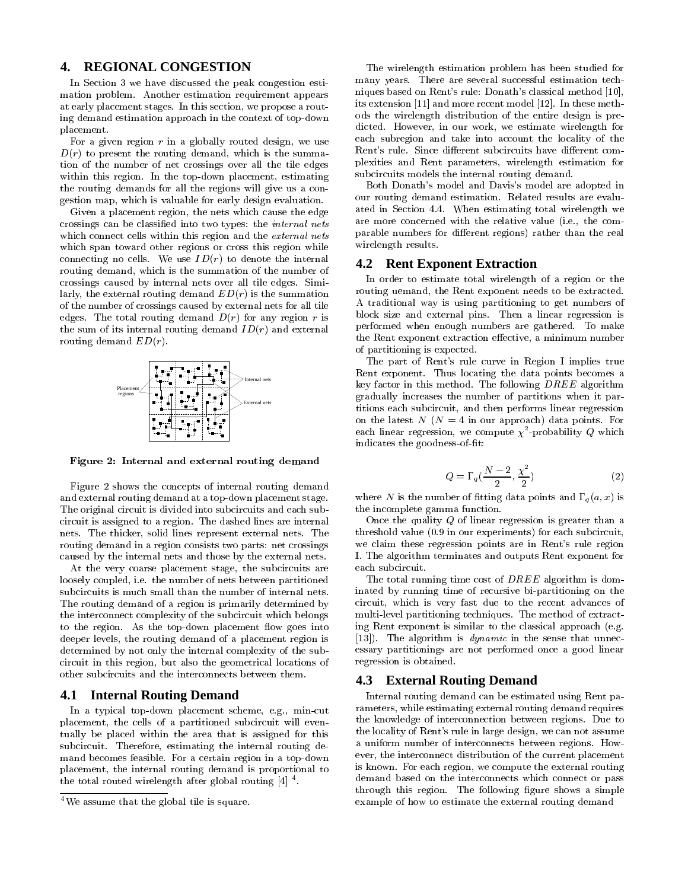## 4. REGIONAL CONGESTION

In Section 3 we have discussed the peak congestion estimation problem. Another estimation requirement appears at early placement stages. In this section, we propose a routing demand estimation approach in the context of top-down placement.

For a given region $r$ in a globally routed design, we use $D(r)$ to present the routing demand, which is the summation of the number of net crossings over all the tile edges within this region. In the top-down placement, estimating the routing demands for all the regions will give us a congestion map, which is valuable for early design evaluation.

Given a placement region, the nets which cause the edge crossings can be classified into two types: the *internal nets* which connect cells within this region and the *external nets* which span toward other regions or cross this region while connecting no cells. We use $ID(r)$ to denote the internal routing demand, which is the summation of the number of crossings caused by internal nets over all tile edges. Similarly, the external routing demand $ED(r)$ is the summation of the number of crossings caused by external nets for all tile edges. The total routing demand $D(r)$ for any region $r$ is the sum of its internal routing demand $ID(r)$ and external routing demand $ED(r)$.

Placement regions

Internal nets

External nets

**Figure 2: Internal and external routing demand**

Figure 2 shows the concepts of internal routing demand and external routing demand at a top-down placement stage. The original circuit is divided into subcircuits and each subcircuit is assigned to a region. The dashed lines are internal nets. The thicker, solid lines represent external nets. The routing demand in a region consists two parts: net crossings caused by the internal nets and those by the external nets.

At the very coarse placement stage, the subcircuits are loosely coupled, i.e. the number of nets between partitioned subcircuits is much small than the number of internal nets. The routing demand of a region is primarily determined by the interconnect complexity of the subcircuit which belongs to the region. As the top-down placement flow goes into deeper levels, the routing demand of a placement region is determined by not only the internal complexity of the subcircuit in this region, but also the geometrical locations of other subcircuits and the interconnects between them.

### 4.1 Internal Routing Demand

In a typical top-down placement scheme, e.g., min-cut placement, the cells of a partitioned subcircuit will eventually be placed within the area that is assigned for this subcircuit. Therefore, estimating the internal routing demand becomes feasible. For a certain region in a top-down placement, the internal routing demand is proportional to the total routed wirelength after global routing [4] [4].

[4] We assume that the global tile is square.

The wirelength estimation problem has been studied for many years. There are several successful estimation techniques based on Rent's rule: Donath's classical method [10], its extension [11] and more recent model [12]. In these methods the wirelength distribution of the entire design is predicted. However, in our work, we estimate wirelength for each subregion and take into account the locality of the Rent's rule. Since different subcircuits have different complexities and Rent parameters, wirelength estimation for subcircuits models the internal routing demand.

Both Donath's model and Davis's model are adopted in our routing demand estimation. Related results are evaluated in Section 4.4. When estimating total wirelength we are more concerned with the relative value (i.e., the comparable numbers for different regions) rather than the real wirelength results.

### 4.2 Rent Exponent Extraction

In order to estimate total wirelength of a region or the routing uemand, the Rent exponent needs to be extracted. A traditional way is using partitioning to get numbers of block size and external pins. Then a linear regression is performed when enough numbers are gathered. To make the Rent exponent extraction effective, a minimum number of partitioning is expected.

The part of Rent's rule curve in Region I implies true Rent exponent. Thus locating the data points becomes a key factor in this method. The following $DREE$ algorithm gradually increases the number of partitions when it partitions each subcircuit, and then performs linear regression on the latest $N$ ($N = 4$ in our approach) data points. For each linear regression, we compute $\chi^2$-probability $Q$ which indicates the goodness-of-fit:

$$Q = \Gamma_q(\frac{N-2}{2}, \frac{\chi^2}{2}) \tag{2}$$

where $N$ is the number of fitting data points and $\Gamma_q(a, x)$ is the incomplete gamma function.

Once the quality $Q$ of linear regression is greater than a threshold value (0.9 in our experiments) for each subcircuit, we claim these regression points are in Rent's rule region I. The algorithm terminates and outputs Rent exponent for each subcircuit.

The total running time cost of $DREE$ algorithm is dominated by running time of recursive bi-partitioning on the circuit, which is very fast due to the recent advances of multi-level partitioning techniques. The method of extracting Rent exponent is similar to the classical approach (e.g. [13]). The algorithm is *dynamic* in the sense that unnecessary partitionings are not performed once a good linear regression is obtained.

### 4.3 External Routing Demand

Internal routing demand can be estimated using Rent parameters, while estimating external routing demand requires the knowledge of interconnection between regions. Due to the locality of Rent's rule in large design, we can not assume a uniform number of interconnects between regions. However, the interconnect distribution of the current placement is known. For each region, we compute the external routing demand based on the interconnects which connect or pass through this region. The following figure shows a simple example of how to estimate the external routing demand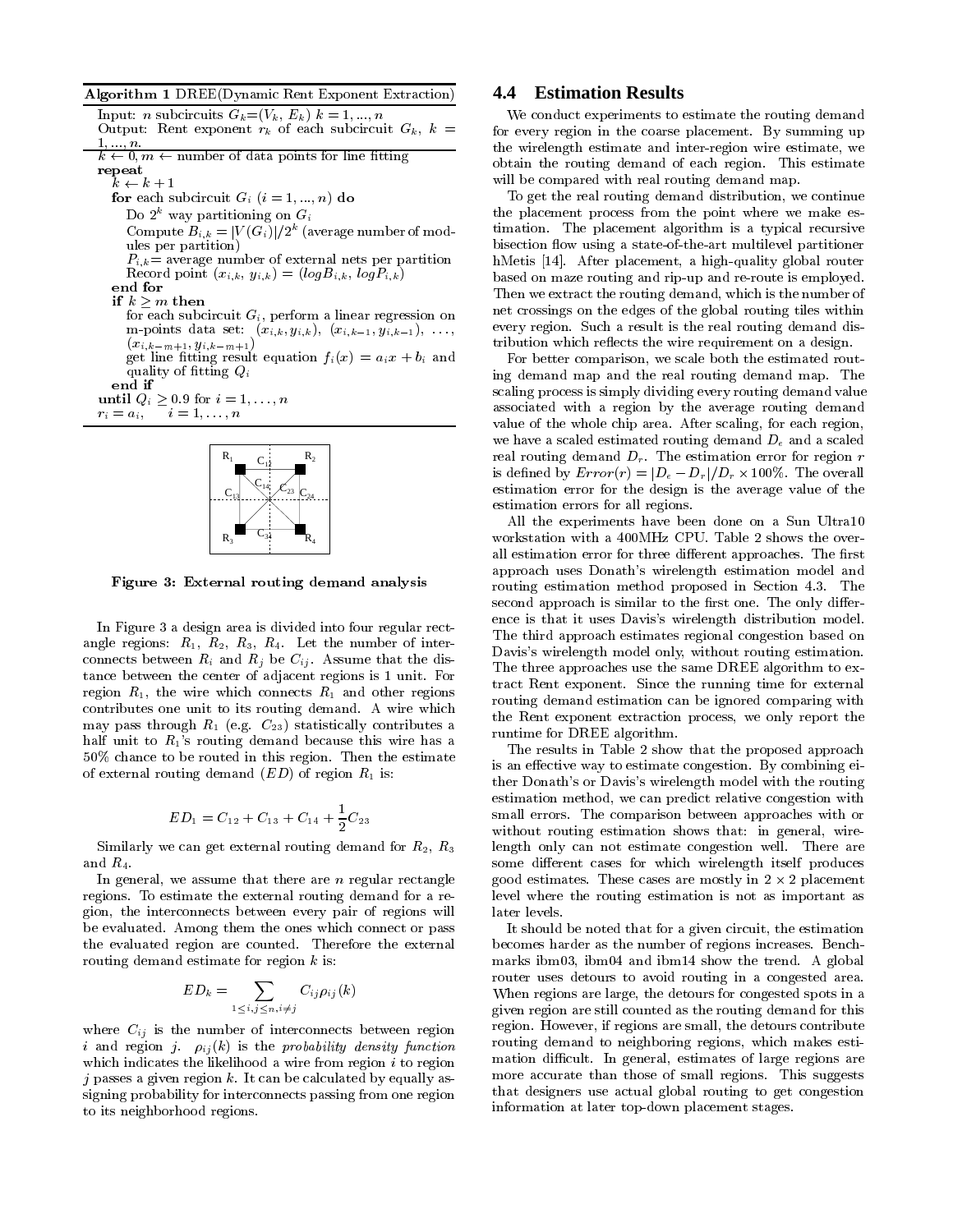**Algorithm 1** DREE(Dynamic Rent Exponent Extraction)

Input: $n$ subcircuits $G_k$=($V_k$, $E_k$) $k$ = 1, ..., $n$
Output: Rent exponent $r_k$ of each subcircuit $G_k$, $k$ = 1, ..., $n$.

$k \leftarrow 0, m \leftarrow$ number of data points for line fitting
**repeat**
  $k \leftarrow k + 1$
  **for** each subcircuit $G_i$ ($i = 1, ..., n$) **do**
    Do $2^k$ way partitioning on $G_i$
    Compute $B_{i,k} = |V(G_i)|/2^k$ (average number of modules per partition)
    $P_{i,k}$= average number of external nets per partition
    Record point $(x_{i,k}, y_{i,k}) = (logB_{i,k}, logP_{i,k})$
  **end for**
  **if** $k \geq m$ **then**
    for each subcircuit $G_i$, perform a linear regression on m-points data set: $(x_{i,k}, y_{i,k})$, $(x_{i,k-1}, y_{i,k-1})$, ..., $(x_{i,k-m+1}, y_{i,k-m+1})$
    get line fitting result equation $f_i(x) = a_i x + b_i$ and quality of fitting $Q_i$
  **end if**
**until** $Q_i \geq 0.9$ for $i = 1, \ldots, n$
$r_i = a_i, \quad i = 1, \ldots, n$

**Figure 3: External routing demand analysis**

In Figure 3 a design area is divided into four regular rectangle regions: $R_1$, $R_2$, $R_3$, $R_4$. Let the number of interconnects between $R_i$ and $R_j$ be $C_{ij}$. Assume that the distance between the center of adjacent regions is 1 unit. For region $R_1$, the wire which connects $R_1$ and other regions contributes one unit to its routing demand. A wire which may pass through $R_1$ (e.g. $C_{23}$) statistically contributes a half unit to $R_1$'s routing demand because this wire has a 50% chance to be routed in this region. Then the estimate of external routing demand ($ED$) of region $R_1$ is:

$$ED_1 = C_{12} + C_{13} + C_{14} + \frac{1}{2}C_{23}$$

Similarly we can get external routing demand for $R_2$, $R_3$ and $R_4$.

In general, we assume that there are $n$ regular rectangle regions. To estimate the external routing demand for a region, the interconnects between every pair of regions will be evaluated. Among them the ones which connect or pass the evaluated region are counted. Therefore the external routing demand estimate for region $k$ is:

$$ED_k = \sum_{1 \leq i,j \leq n, i \neq j} C_{ij}\rho_{ij}(k)$$

where $C_{ij}$ is the number of interconnects between region $i$ and region $j$. $\rho_{ij}(k)$ is the *probability density function* which indicates the likelihood a wire from region $i$ to region $j$ passes a given region $k$. It can be calculated by equally assigning probability for interconnects passing from one region to its neighborhood regions.

### 4.4 Estimation Results

We conduct experiments to estimate the routing demand for every region in the coarse placement. By summing up the wirelength estimate and inter-region wire estimate, we obtain the routing demand of each region. This estimate will be compared with real routing demand map.

To get the real routing demand distribution, we continue the placement process from the point where we make estimation. The placement algorithm is a typical recursive bisection flow using a state-of-the-art multilevel partitioner hMetis [14]. After placement, a high-quality global router based on maze routing and rip-up and re-route is employed. Then we extract the routing demand, which is the number of net crossings on the edges of the global routing tiles within every region. Such a result is the real routing demand distribution which reflects the wire requirement on a design.

For better comparison, we scale both the estimated routing demand map and the real routing demand map. The scaling process is simply dividing every routing demand value associated with a region by the average routing demand value of the whole chip area. After scaling, for each region, we have a scaled estimated routing demand $D_e$ and a scaled real routing demand $D_r$. The estimation error for region $r$ is defined by $Error(r) = |D_e - D_r|/D_r \times 100\%$. The overall estimation error for the design is the average value of the estimation errors for all regions.

All the experiments have been done on a Sun Ultra10 workstation with a 400MHz CPU. Table 2 shows the overall estimation error for three different approaches. The first approach uses Donath's wirelength estimation model and routing estimation method proposed in Section 4.3. The second approach is similar to the first one. The only difference is that it uses Davis's wirelength distribution model. The third approach estimates regional congestion based on Davis's wirelength model only, without routing estimation. The three approaches use the same DREE algorithm to extract Rent exponent. Since the running time for external routing demand estimation can be ignored comparing with the Rent exponent extraction process, we only report the runtime for DREE algorithm.

The results in Table 2 show that the proposed approach is an effective way to estimate congestion. By combining either Donath's or Davis's wirelength model with the routing estimation method, we can predict relative congestion with small errors. The comparison between approaches with or without routing estimation shows that: in general, wirelength only can not estimate congestion well. There are some different cases for which wirelength itself produces good estimates. These cases are mostly in $2 \times 2$ placement level where the routing estimation is not as important as later levels.

It should be noted that for a given circuit, the estimation becomes harder as the number of regions increases. Benchmarks ibm03, ibm04 and ibm14 show the trend. A global router uses detours to avoid routing in a congested area. When regions are large, the detours for congested spots in a given region are still counted as the routing demand for this region. However, if regions are small, the detours contribute routing demand to neighboring regions, which makes estimation difficult. In general, estimates of large regions are more accurate than those of small regions. This suggests that designers use actual global routing to get congestion information at later top-down placement stages.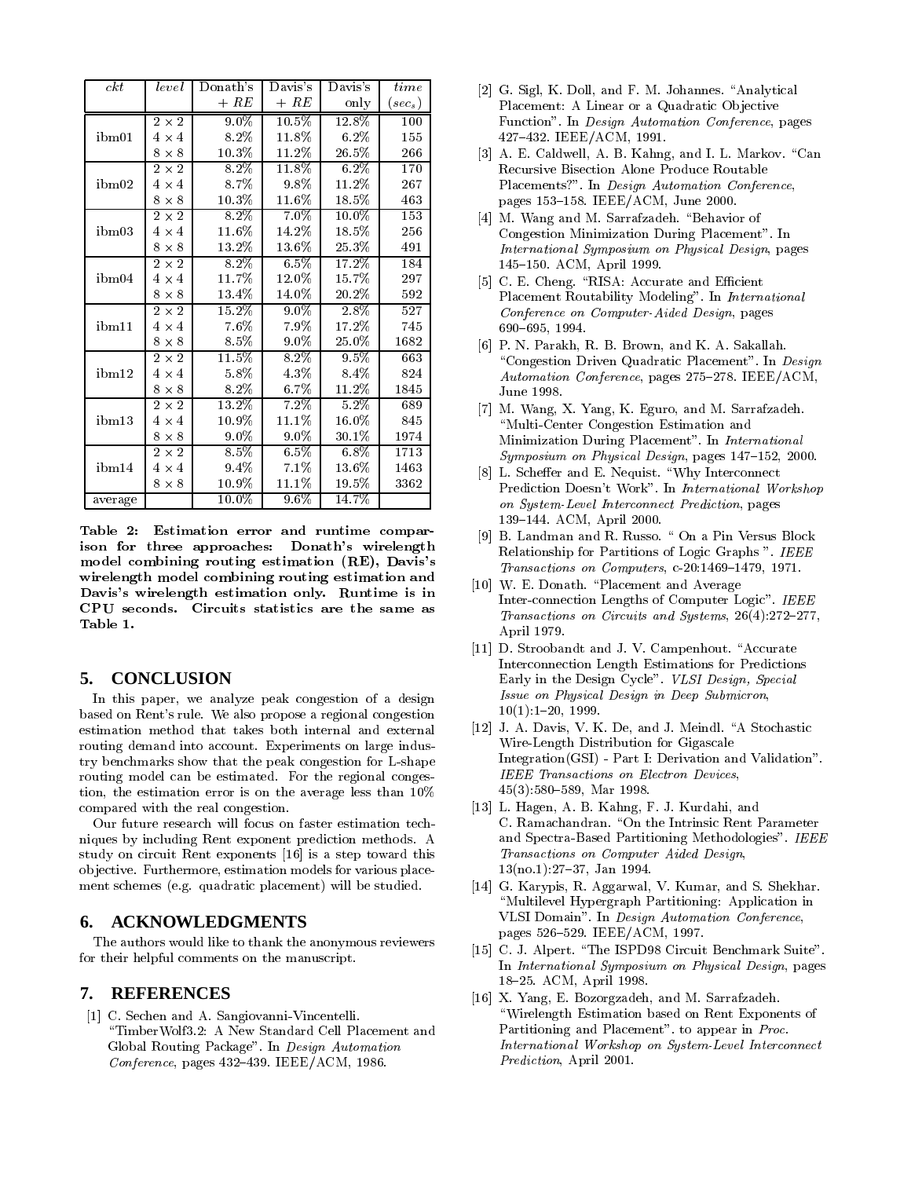| *ckt* | *level* | Donath's + *RE* | Davis's + *RE* | Davis's only | *time* ($sec_s$) |
|---|---|---|---|---|---|
| ibm01 | $2 \times 2$ | 9.0% | 10.5% | 12.8% | 100 |
| | $4 \times 4$ | 8.2% | 11.8% | 6.2% | 155 |
| | $8 \times 8$ | 10.3% | 11.2% | 26.5% | 266 |
| ibm02 | $2 \times 2$ | 8.2% | 11.8% | 6.2% | 170 |
| | $4 \times 4$ | 8.7% | 9.8% | 11.2% | 267 |
| | $8 \times 8$ | 10.3% | 11.6% | 18.5% | 463 |
| ibm03 | $2 \times 2$ | 8.2% | 7.0% | 10.0% | 153 |
| | $4 \times 4$ | 11.6% | 14.2% | 18.5% | 256 |
| | $8 \times 8$ | 13.2% | 13.6% | 25.3% | 491 |
| ibm04 | $2 \times 2$ | 8.2% | 6.5% | 17.2% | 184 |
| | $4 \times 4$ | 11.7% | 12.0% | 15.7% | 297 |
| | $8 \times 8$ | 13.4% | 14.0% | 20.2% | 592 |
| ibm11 | $2 \times 2$ | 15.2% | 9.0% | 2.8% | 527 |
| | $4 \times 4$ | 7.6% | 7.9% | 17.2% | 745 |
| | $8 \times 8$ | 8.5% | 9.0% | 25.0% | 1682 |
| ibm12 | $2 \times 2$ | 11.5% | 8.2% | 9.5% | 663 |
| | $4 \times 4$ | 5.8% | 4.3% | 8.4% | 824 |
| | $8 \times 8$ | 8.2% | 6.7% | 11.2% | 1845 |
| ibm13 | $2 \times 2$ | 13.2% | 7.2% | 5.2% | 689 |
| | $4 \times 4$ | 10.9% | 11.1% | 16.0% | 845 |
| | $8 \times 8$ | 9.0% | 9.0% | 30.1% | 1974 |
| ibm14 | $2 \times 2$ | 8.5% | 6.5% | 6.8% | 1713 |
| | $4 \times 4$ | 9.4% | 7.1% | 13.6% | 1463 |
| | $8 \times 8$ | 10.9% | 11.1% | 19.5% | 3362 |
| average | | 10.0% | 9.6% | 14.7% | |

**Table 2: Estimation error and runtime comparison for three approaches: Donath's wirelength model combining routing estimation (RE), Davis's wirelength model combining routing estimation and Davis's wirelength estimation only. Runtime is in CPU seconds. Circuits statistics are the same as Table 1.**

## 5. CONCLUSION

In this paper, we analyze peak congestion of a design based on Rent's rule. We also propose a regional congestion estimation method that takes both internal and external routing demand into account. Experiments on large industry benchmarks show that the peak congestion for L-shape routing model can be estimated. For the regional congestion, the estimation error is on the average less than 10% compared with the real congestion.

Our future research will focus on faster estimation techniques by including Rent exponent prediction methods. A study on circuit Rent exponents [16] is a step toward this objective. Furthermore, estimation models for various placement schemes (e.g. quadratic placement) will be studied.

## 6. ACKNOWLEDGMENTS

The authors would like to thank the anonymous reviewers for their helpful comments on the manuscript.

## 7. REFERENCES

[1] C. Sechen and A. Sangiovanni-Vincentelli. "TimberWolf3.2: A New Standard Cell Placement and Global Routing Package". In *Design Automation Conference*, pages 432–439. IEEE/ACM, 1986.

[2] G. Sigl, K. Doll, and F. M. Johannes. "Analytical Placement: A Linear or a Quadratic Objective Function". In *Design Automation Conference*, pages 427–432. IEEE/ACM, 1991.

[3] A. E. Caldwell, A. B. Kahng, and I. L. Markov. "Can Recursive Bisection Alone Produce Routable Placements?". In *Design Automation Conference*, pages 153–158. IEEE/ACM, June 2000.

[4] M. Wang and M. Sarrafzadeh. "Behavior of Congestion Minimization During Placement". In *International Symposium on Physical Design*, pages 145–150. ACM, April 1999.

[5] C. E. Cheng. "RISA: Accurate and Efficient Placement Routability Modeling". In *International Conference on Computer-Aided Design*, pages 690–695, 1994.

[6] P. N. Parakh, R. B. Brown, and K. A. Sakallah. "Congestion Driven Quadratic Placement". In *Design Automation Conference*, pages 275–278. IEEE/ACM, June 1998.

[7] M. Wang, X. Yang, K. Eguro, and M. Sarrafzadeh. "Multi-Center Congestion Estimation and Minimization During Placement". In *International Symposium on Physical Design*, pages 147–152, 2000.

[8] L. Scheffer and E. Nequist. "Why Interconnect Prediction Doesn't Work". In *International Workshop on System-Level Interconnect Prediction*, pages 139–144. ACM, April 2000.

[9] B. Landman and R. Russo. " On a Pin Versus Block Relationship for Partitions of Logic Graphs ". *IEEE Transactions on Computers*, c-20:1469–1479, 1971.

[10] W. E. Donath. "Placement and Average Inter-connection Lengths of Computer Logic". *IEEE Transactions on Circuits and Systems*, 26(4):272–277, April 1979.

[11] D. Stroobandt and J. V. Campenhout. "Accurate Interconnection Length Estimations for Predictions Early in the Design Cycle". *VLSI Design, Special Issue on Physical Design in Deep Submicron*, 10(1):1–20, 1999.

[12] J. A. Davis, V. K. De, and J. Meindl. "A Stochastic Wire-Length Distribution for Gigascale Integration(GSI) - Part I: Derivation and Validation". *IEEE Transactions on Electron Devices*, 45(3):580–589, Mar 1998.

[13] L. Hagen, A. B. Kahng, F. J. Kurdahi, and C. Ramachandran. "On the Intrinsic Rent Parameter and Spectra-Based Partitioning Methodologies". *IEEE Transactions on Computer Aided Design*, 13(no.1):27–37, Jan 1994.

[14] G. Karypis, R. Aggarwal, V. Kumar, and S. Shekhar. "Multilevel Hypergraph Partitioning: Application in VLSI Domain". In *Design Automation Conference*, pages 526–529. IEEE/ACM, 1997.

[15] C. J. Alpert. "The ISPD98 Circuit Benchmark Suite". In *International Symposium on Physical Design*, pages 18–25. ACM, April 1998.

[16] X. Yang, E. Bozorgzadeh, and M. Sarrafzadeh. "Wirelength Estimation based on Rent Exponents of Partitioning and Placement". to appear in *Proc. International Workshop on System-Level Interconnect Prediction*, April 2001.